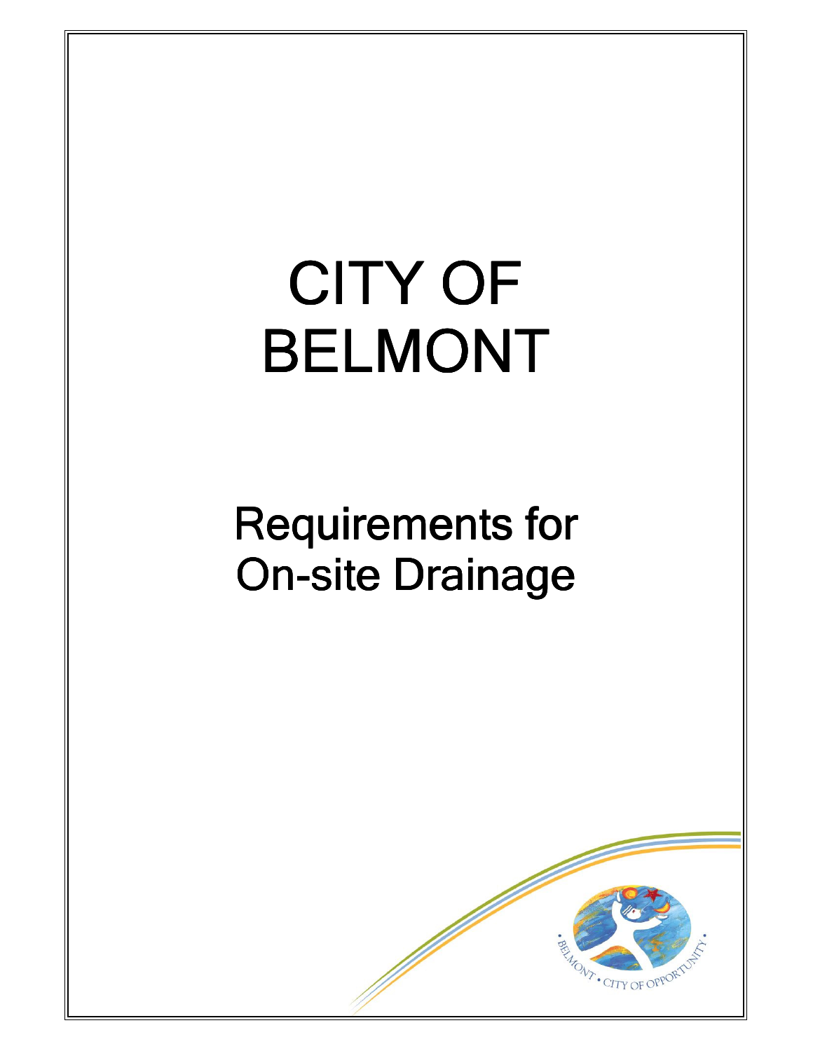# CITY OF BELMONT

## Requirements for On-site Drainage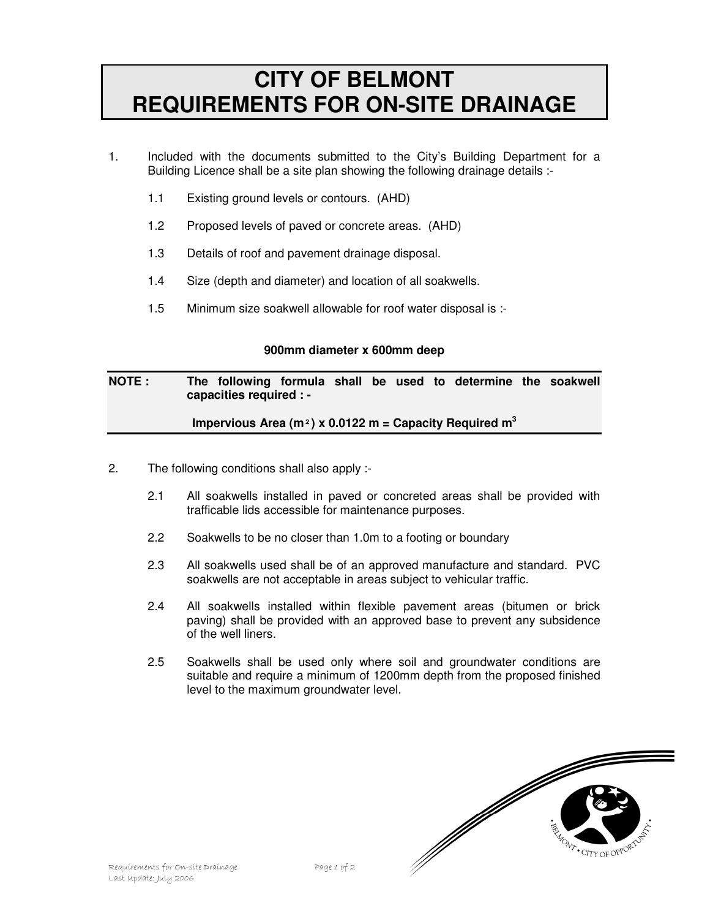# CITY OF BELMONT REQUIREMENTS FOR ON-SITE DRAINAGE

1. Included with the documents submitted to the City's Building Department for a Building Licence shall be a site plan showing the following drainage details :-

   1.1 Existing ground levels or contours. (AHD)

   1.2 Proposed levels of paved or concrete areas. (AHD)

   1.3 Details of roof and pavement drainage disposal.

   1.4 Size (depth and diameter) and location of all soakwells.

   1.5 Minimum size soakwell allowable for roof water disposal is :-

**900mm diameter x 600mm deep**

**NOTE : The following formula shall be used to determine the soakwell capacities required : -**

**Impervious Area ($m^2$) x 0.0122 m = Capacity Required $m^3$**

2. The following conditions shall also apply :-

   2.1 All soakwells installed in paved or concreted areas shall be provided with trafficable lids accessible for maintenance purposes.

   2.2 Soakwells to be no closer than 1.0m to a footing or boundary

   2.3 All soakwells used shall be of an approved manufacture and standard. PVC soakwells are not acceptable in areas subject to vehicular traffic.

   2.4 All soakwells installed within flexible pavement areas (bitumen or brick paving) shall be provided with an approved base to prevent any subsidence of the well liners.

   2.5 Soakwells shall be used only where soil and groundwater conditions are suitable and require a minimum of 1200mm depth from the proposed finished level to the maximum groundwater level.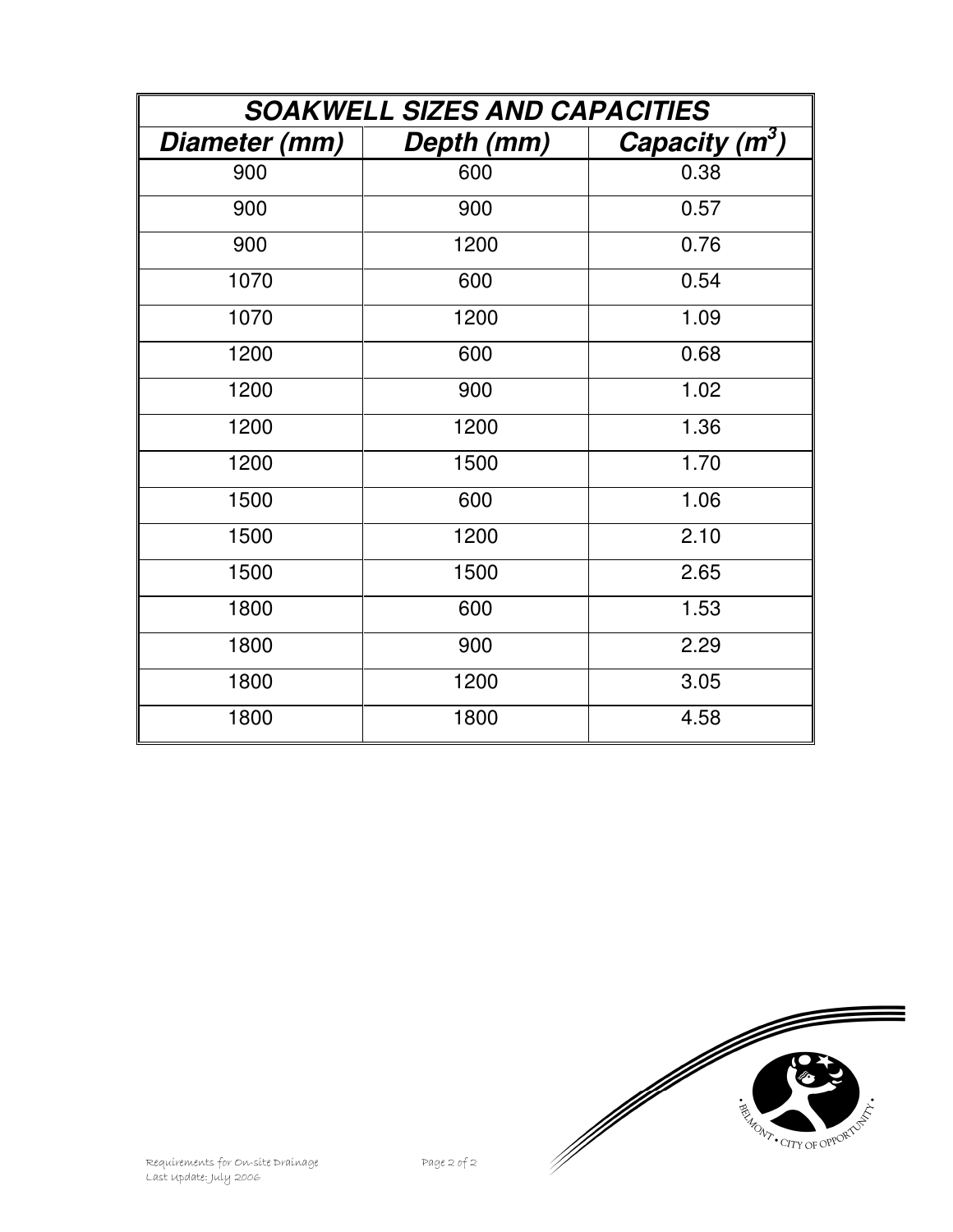| SOAKWELL SIZES AND CAPACITIES | | |
|---|---|---|
| ***Diameter (mm)*** | ***Depth (mm)*** | ***Capacity ($m^3$)*** |
| 900 | 600 | 0.38 |
| 900 | 900 | 0.57 |
| 900 | 1200 | 0.76 |
| 1070 | 600 | 0.54 |
| 1070 | 1200 | 1.09 |
| 1200 | 600 | 0.68 |
| 1200 | 900 | 1.02 |
| 1200 | 1200 | 1.36 |
| 1200 | 1500 | 1.70 |
| 1500 | 600 | 1.06 |
| 1500 | 1200 | 2.10 |
| 1500 | 1500 | 2.65 |
| 1800 | 600 | 1.53 |
| 1800 | 900 | 2.29 |
| 1800 | 1200 | 3.05 |
| 1800 | 1800 | 4.58 |